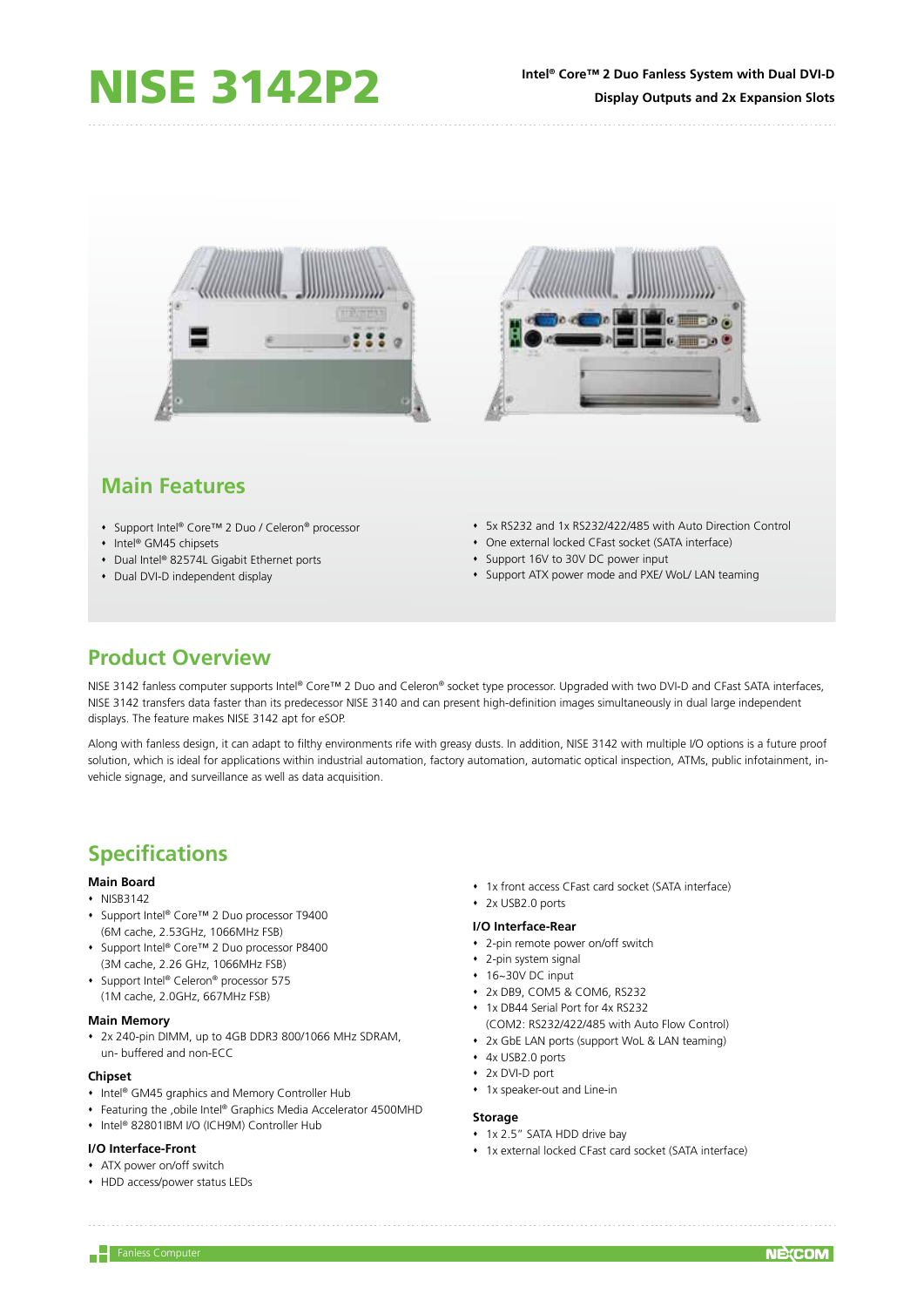# NISE 3142P2

**Intel® Core™ 2 Duo Fanless System with Dual DVI-D Display Outputs and 2x Expansion Slots**

## Main Features

- Support Intel® Core™ 2 Duo / Celeron® processor
- Intel® GM45 chipsets
- Dual Intel® 82574L Gigabit Ethernet ports
- Dual DVI-D independent display
- 5x RS232 and 1x RS232/422/485 with Auto Direction Control
- One external locked CFast socket (SATA interface)
- Support 16V to 30V DC power input
- Support ATX power mode and PXE/ WoL/ LAN teaming

## Product Overview

NISE 3142 fanless computer supports Intel® Core™ 2 Duo and Celeron® socket type processor. Upgraded with two DVI-D and CFast SATA interfaces, NISE 3142 transfers data faster than its predecessor NISE 3140 and can present high-definition images simultaneously in dual large independent displays. The feature makes NISE 3142 apt for eSOP.

Along with fanless design, it can adapt to filthy environments rife with greasy dusts. In addition, NISE 3142 with multiple I/O options is a future proof solution, which is ideal for applications within industrial automation, factory automation, automatic optical inspection, ATMs, public infotainment, in-vehicle signage, and surveillance as well as data acquisition.

## Specifications

### Main Board

- NISB3142
- Support Intel® Core™ 2 Duo processor T9400 (6M cache, 2.53GHz, 1066MHz FSB)
- Support Intel® Core™ 2 Duo processor P8400 (3M cache, 2.26 GHz, 1066MHz FSB)
- Support Intel® Celeron® processor 575 (1M cache, 2.0GHz, 667MHz FSB)

### Main Memory

- 2x 240-pin DIMM, up to 4GB DDR3 800/1066 MHz SDRAM, un- buffered and non-ECC

### Chipset

- Intel® GM45 graphics and Memory Controller Hub
- Featuring the ,obile Intel® Graphics Media Accelerator 4500MHD
- Intel® 82801IBM I/O (ICH9M) Controller Hub

### I/O Interface-Front

- ATX power on/off switch
- HDD access/power status LEDs
- 1x front access CFast card socket (SATA interface)
- 2x USB2.0 ports

### I/O Interface-Rear

- 2-pin remote power on/off switch
- 2-pin system signal
- 16~30V DC input
- 2x DB9, COM5 & COM6, RS232
- 1x DB44 Serial Port for 4x RS232 (COM2: RS232/422/485 with Auto Flow Control)
- 2x GbE LAN ports (support WoL & LAN teaming)
- 4x USB2.0 ports
- 2x DVI-D port
- 1x speaker-out and Line-in

### Storage

- 1x 2.5" SATA HDD drive bay
- 1x external locked CFast card socket (SATA interface)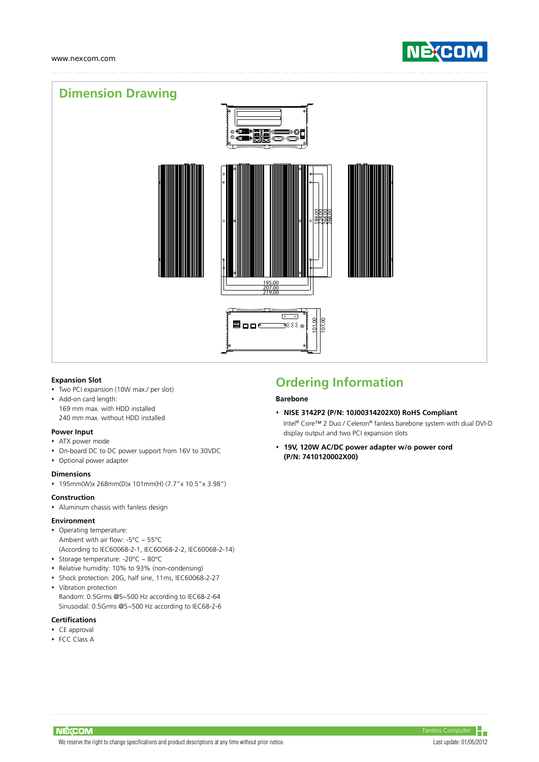## Dimension Drawing

195.00
207.00
219.00

184.00
224.00
264.00
268.00

101.00
107.00

### Expansion Slot

- Two PCI expansion (10W max./ per slot)
- Add-on card length:
  169 mm max. with HDD installed
  240 mm max. without HDD installed

### Power Input

- ATX power mode
- On-board DC to DC power support from 16V to 30VDC
- Optional power adapter

### Dimensions

- 195mm(W)x 268mm(D)x 101mm(H) (7.7"x 10.5"x 3.98")

### Construction

- Aluminum chassis with fanless design

### Environment

- Operating temperature:
  Ambient with air flow: -5°C ~ 55°C
  (According to IEC60068-2-1, IEC60068-2-2, IEC60068-2-14)
- Storage temperature: -20°C ~ 80°C
- Relative humidity: 10% to 93% (non-condensing)
- Shock protection: 20G, half sine, 11ms, IEC60068-2-27
- Vibration protection
  Random: 0.5Grms @5~500 Hz according to IEC68-2-64
  Sinusoidal: 0.5Grms @5~500 Hz according to IEC68-2-6

### Certifications

- CE approval
- FCC Class A

## Ordering Information

### Barebone

- **NISE 3142P2 (P/N: 10J00314202X0) RoHS Compliant**
  Intel® Core™ 2 Duo / Celeron® fanless barebone system with dual DVI-D display output and two PCI expansion slots
- **19V, 120W AC/DC power adapter w/o power cord (P/N: 7410120002X00)**

We reserve the right to change specifications and product descriptions at any time without prior notice.